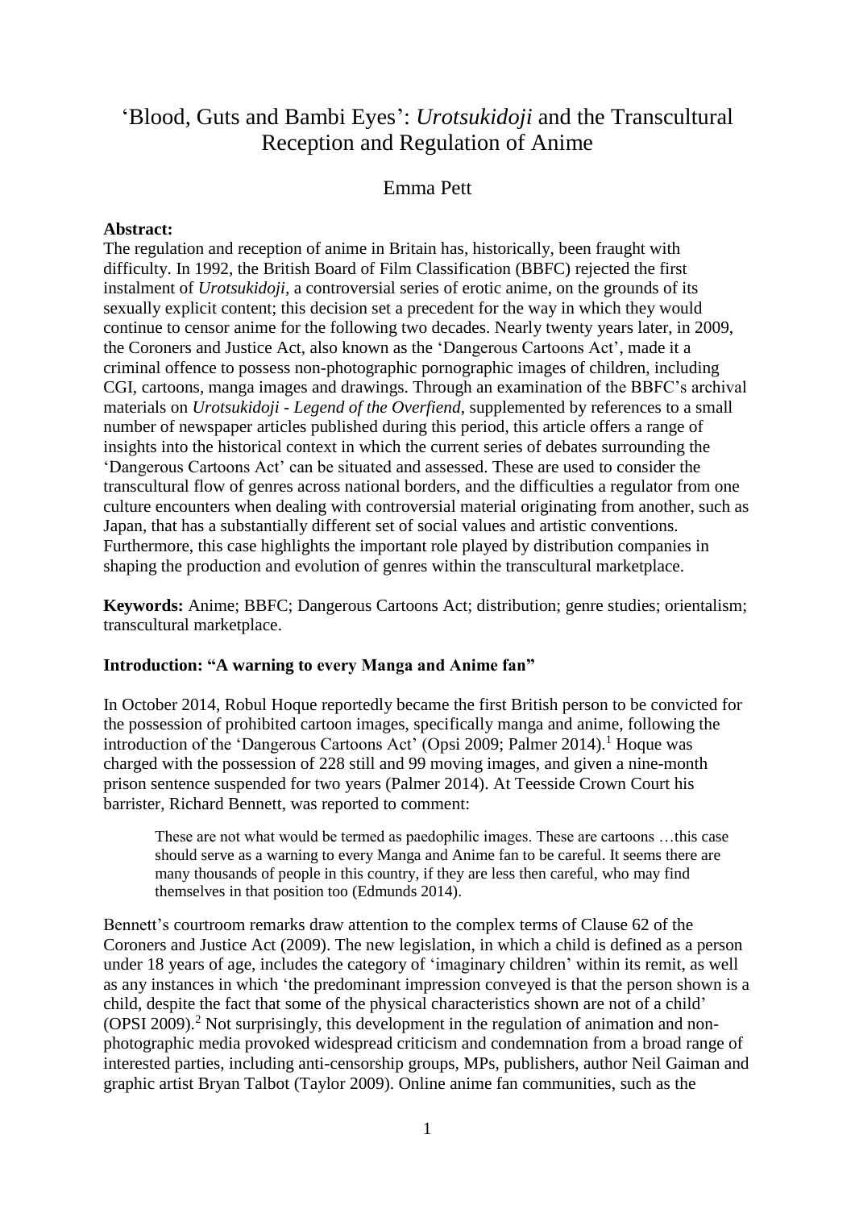# 'Blood, Guts and Bambi Eyes': *Urotsukidoji* and the Transcultural Reception and Regulation of Anime

Emma Pett

**Abstract:**
The regulation and reception of anime in Britain has, historically, been fraught with difficulty. In 1992, the British Board of Film Classification (BBFC) rejected the first instalment of *Urotsukidoji*, a controversial series of erotic anime, on the grounds of its sexually explicit content; this decision set a precedent for the way in which they would continue to censor anime for the following two decades. Nearly twenty years later, in 2009, the Coroners and Justice Act, also known as the 'Dangerous Cartoons Act', made it a criminal offence to possess non-photographic pornographic images of children, including CGI, cartoons, manga images and drawings. Through an examination of the BBFC's archival materials on *Urotsukidoji - Legend of the Overfiend*, supplemented by references to a small number of newspaper articles published during this period, this article offers a range of insights into the historical context in which the current series of debates surrounding the 'Dangerous Cartoons Act' can be situated and assessed. These are used to consider the transcultural flow of genres across national borders, and the difficulties a regulator from one culture encounters when dealing with controversial material originating from another, such as Japan, that has a substantially different set of social values and artistic conventions. Furthermore, this case highlights the important role played by distribution companies in shaping the production and evolution of genres within the transcultural marketplace.

**Keywords:** Anime; BBFC; Dangerous Cartoons Act; distribution; genre studies; orientalism; transcultural marketplace.

## Introduction: "A warning to every Manga and Anime fan"

In October 2014, Robul Hoque reportedly became the first British person to be convicted for the possession of prohibited cartoon images, specifically manga and anime, following the introduction of the 'Dangerous Cartoons Act' (Opsi 2009; Palmer 2014).[1] Hoque was charged with the possession of 228 still and 99 moving images, and given a nine-month prison sentence suspended for two years (Palmer 2014). At Teesside Crown Court his barrister, Richard Bennett, was reported to comment:

> These are not what would be termed as paedophilic images. These are cartoons …this case should serve as a warning to every Manga and Anime fan to be careful. It seems there are many thousands of people in this country, if they are less then careful, who may find themselves in that position too (Edmunds 2014).

Bennett's courtroom remarks draw attention to the complex terms of Clause 62 of the Coroners and Justice Act (2009). The new legislation, in which a child is defined as a person under 18 years of age, includes the category of 'imaginary children' within its remit, as well as any instances in which 'the predominant impression conveyed is that the person shown is a child, despite the fact that some of the physical characteristics shown are not of a child' (OPSI 2009).[2] Not surprisingly, this development in the regulation of animation and non-photographic media provoked widespread criticism and condemnation from a broad range of interested parties, including anti-censorship groups, MPs, publishers, author Neil Gaiman and graphic artist Bryan Talbot (Taylor 2009). Online anime fan communities, such as the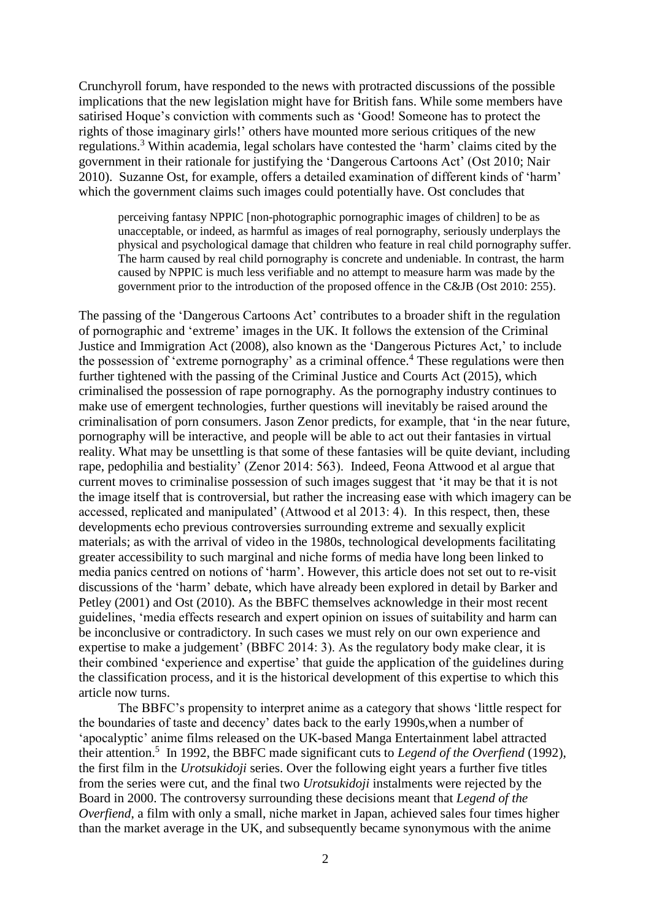Crunchyroll forum, have responded to the news with protracted discussions of the possible implications that the new legislation might have for British fans. While some members have satirised Hoque's conviction with comments such as 'Good! Someone has to protect the rights of those imaginary girls!' others have mounted more serious critiques of the new regulations.[3] Within academia, legal scholars have contested the 'harm' claims cited by the government in their rationale for justifying the 'Dangerous Cartoons Act' (Ost 2010; Nair 2010). Suzanne Ost, for example, offers a detailed examination of different kinds of 'harm' which the government claims such images could potentially have. Ost concludes that

> perceiving fantasy NPPIC [non-photographic pornographic images of children] to be as unacceptable, or indeed, as harmful as images of real pornography, seriously underplays the physical and psychological damage that children who feature in real child pornography suffer. The harm caused by real child pornography is concrete and undeniable. In contrast, the harm caused by NPPIC is much less verifiable and no attempt to measure harm was made by the government prior to the introduction of the proposed offence in the C&JB (Ost 2010: 255).

The passing of the 'Dangerous Cartoons Act' contributes to a broader shift in the regulation of pornographic and 'extreme' images in the UK. It follows the extension of the Criminal Justice and Immigration Act (2008), also known as the 'Dangerous Pictures Act,' to include the possession of 'extreme pornography' as a criminal offence.[4] These regulations were then further tightened with the passing of the Criminal Justice and Courts Act (2015), which criminalised the possession of rape pornography. As the pornography industry continues to make use of emergent technologies, further questions will inevitably be raised around the criminalisation of porn consumers. Jason Zenor predicts, for example, that 'in the near future, pornography will be interactive, and people will be able to act out their fantasies in virtual reality. What may be unsettling is that some of these fantasies will be quite deviant, including rape, pedophilia and bestiality' (Zenor 2014: 563). Indeed, Feona Attwood et al argue that current moves to criminalise possession of such images suggest that 'it may be that it is not the image itself that is controversial, but rather the increasing ease with which imagery can be accessed, replicated and manipulated' (Attwood et al 2013: 4). In this respect, then, these developments echo previous controversies surrounding extreme and sexually explicit materials; as with the arrival of video in the 1980s, technological developments facilitating greater accessibility to such marginal and niche forms of media have long been linked to media panics centred on notions of 'harm'. However, this article does not set out to re-visit discussions of the 'harm' debate, which have already been explored in detail by Barker and Petley (2001) and Ost (2010). As the BBFC themselves acknowledge in their most recent guidelines, 'media effects research and expert opinion on issues of suitability and harm can be inconclusive or contradictory. In such cases we must rely on our own experience and expertise to make a judgement' (BBFC 2014: 3). As the regulatory body make clear, it is their combined 'experience and expertise' that guide the application of the guidelines during the classification process, and it is the historical development of this expertise to which this article now turns.

The BBFC's propensity to interpret anime as a category that shows 'little respect for the boundaries of taste and decency' dates back to the early 1990s,when a number of 'apocalyptic' anime films released on the UK-based Manga Entertainment label attracted their attention.[5] In 1992, the BBFC made significant cuts to *Legend of the Overfiend* (1992), the first film in the *Urotsukidoji* series. Over the following eight years a further five titles from the series were cut, and the final two *Urotsukidoji* instalments were rejected by the Board in 2000. The controversy surrounding these decisions meant that *Legend of the Overfiend*, a film with only a small, niche market in Japan, achieved sales four times higher than the market average in the UK, and subsequently became synonymous with the anime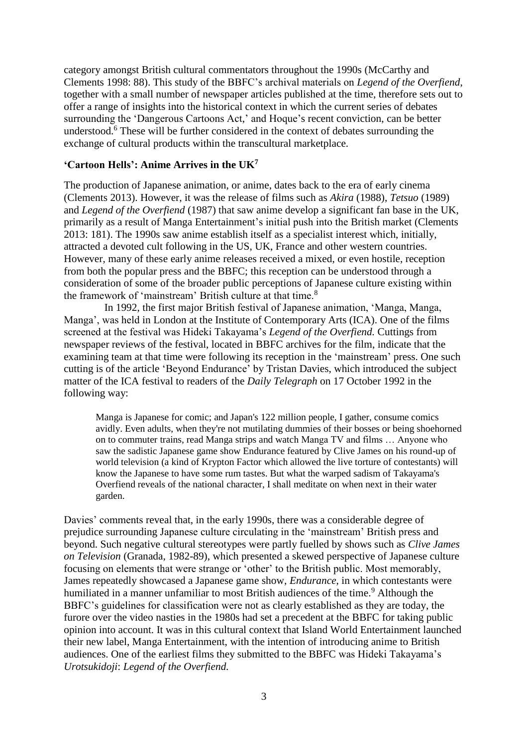category amongst British cultural commentators throughout the 1990s (McCarthy and Clements 1998: 88). This study of the BBFC's archival materials on *Legend of the Overfiend*, together with a small number of newspaper articles published at the time, therefore sets out to offer a range of insights into the historical context in which the current series of debates surrounding the 'Dangerous Cartoons Act,' and Hoque's recent conviction, can be better understood.[6] These will be further considered in the context of debates surrounding the exchange of cultural products within the transcultural marketplace.

## 'Cartoon Hells': Anime Arrives in the UK[7]

The production of Japanese animation, or anime, dates back to the era of early cinema (Clements 2013). However, it was the release of films such as *Akira* (1988), *Tetsuo* (1989) and *Legend of the Overfiend* (1987) that saw anime develop a significant fan base in the UK, primarily as a result of Manga Entertainment's initial push into the British market (Clements 2013: 181). The 1990s saw anime establish itself as a specialist interest which, initially, attracted a devoted cult following in the US, UK, France and other western countries. However, many of these early anime releases received a mixed, or even hostile, reception from both the popular press and the BBFC; this reception can be understood through a consideration of some of the broader public perceptions of Japanese culture existing within the framework of 'mainstream' British culture at that time.[8]

In 1992, the first major British festival of Japanese animation, 'Manga, Manga, Manga', was held in London at the Institute of Contemporary Arts (ICA). One of the films screened at the festival was Hideki Takayama's *Legend of the Overfiend.* Cuttings from newspaper reviews of the festival, located in BBFC archives for the film, indicate that the examining team at that time were following its reception in the 'mainstream' press. One such cutting is of the article 'Beyond Endurance' by Tristan Davies, which introduced the subject matter of the ICA festival to readers of the *Daily Telegraph* on 17 October 1992 in the following way:

> Manga is Japanese for comic; and Japan's 122 million people, I gather, consume comics avidly. Even adults, when they're not mutilating dummies of their bosses or being shoehorned on to commuter trains, read Manga strips and watch Manga TV and films … Anyone who saw the sadistic Japanese game show Endurance featured by Clive James on his round-up of world television (a kind of Krypton Factor which allowed the live torture of contestants) will know the Japanese to have some rum tastes. But what the warped sadism of Takayama's Overfiend reveals of the national character, I shall meditate on when next in their water garden.

Davies' comments reveal that, in the early 1990s, there was a considerable degree of prejudice surrounding Japanese culture circulating in the 'mainstream' British press and beyond. Such negative cultural stereotypes were partly fuelled by shows such as *Clive James on Television* (Granada, 1982-89), which presented a skewed perspective of Japanese culture focusing on elements that were strange or 'other' to the British public. Most memorably, James repeatedly showcased a Japanese game show, *Endurance*, in which contestants were humiliated in a manner unfamiliar to most British audiences of the time.[9] Although the BBFC's guidelines for classification were not as clearly established as they are today, the furore over the video nasties in the 1980s had set a precedent at the BBFC for taking public opinion into account. It was in this cultural context that Island World Entertainment launched their new label, Manga Entertainment, with the intention of introducing anime to British audiences. One of the earliest films they submitted to the BBFC was Hideki Takayama's *Urotsukidoji*: *Legend of the Overfiend.*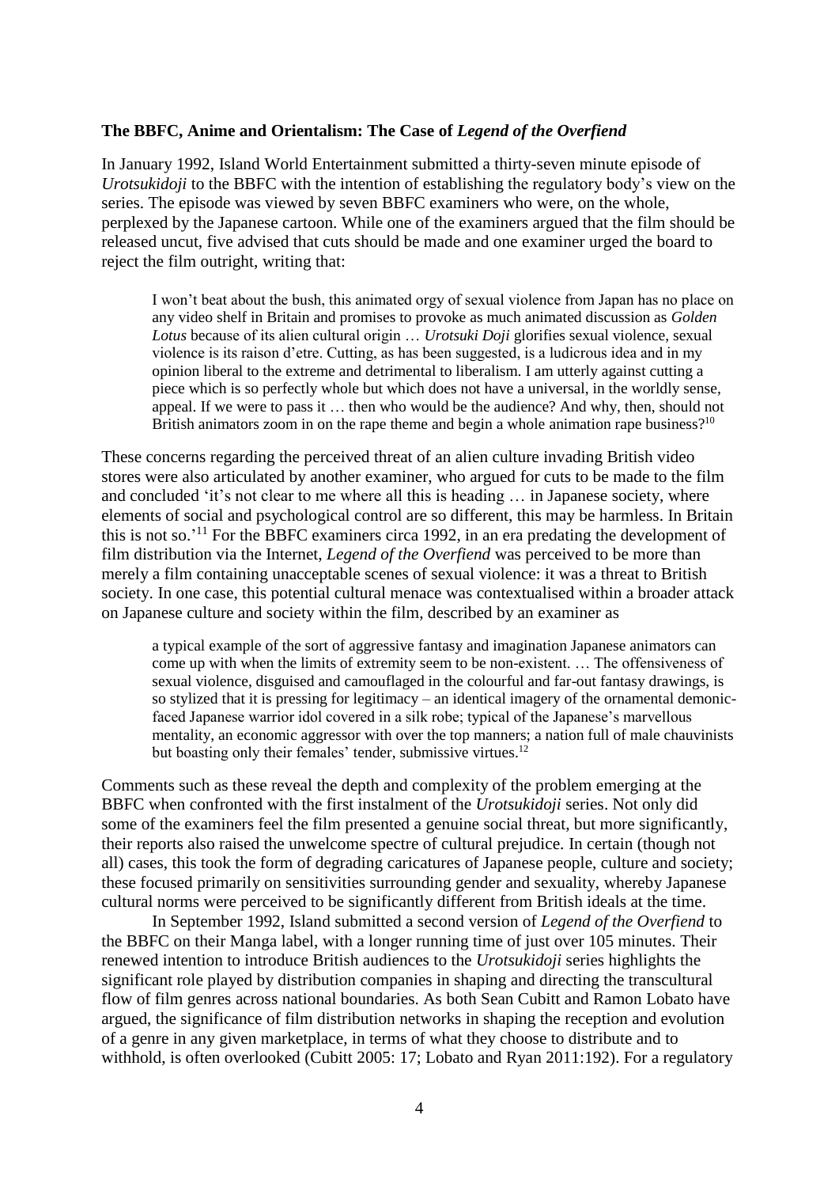**The BBFC, Anime and Orientalism: The Case of *Legend of the Overfiend***

In January 1992, Island World Entertainment submitted a thirty-seven minute episode of *Urotsukidoji* to the BBFC with the intention of establishing the regulatory body's view on the series. The episode was viewed by seven BBFC examiners who were, on the whole, perplexed by the Japanese cartoon. While one of the examiners argued that the film should be released uncut, five advised that cuts should be made and one examiner urged the board to reject the film outright, writing that:

> I won't beat about the bush, this animated orgy of sexual violence from Japan has no place on any video shelf in Britain and promises to provoke as much animated discussion as *Golden Lotus* because of its alien cultural origin … *Urotsuki Doji* glorifies sexual violence, sexual violence is its raison d'etre. Cutting, as has been suggested, is a ludicrous idea and in my opinion liberal to the extreme and detrimental to liberalism. I am utterly against cutting a piece which is so perfectly whole but which does not have a universal, in the worldly sense, appeal. If we were to pass it … then who would be the audience? And why, then, should not British animators zoom in on the rape theme and begin a whole animation rape business?[10]

These concerns regarding the perceived threat of an alien culture invading British video stores were also articulated by another examiner, who argued for cuts to be made to the film and concluded 'it's not clear to me where all this is heading … in Japanese society, where elements of social and psychological control are so different, this may be harmless. In Britain this is not so.'[11] For the BBFC examiners circa 1992, in an era predating the development of film distribution via the Internet, *Legend of the Overfiend* was perceived to be more than merely a film containing unacceptable scenes of sexual violence: it was a threat to British society. In one case, this potential cultural menace was contextualised within a broader attack on Japanese culture and society within the film, described by an examiner as

> a typical example of the sort of aggressive fantasy and imagination Japanese animators can come up with when the limits of extremity seem to be non-existent. … The offensiveness of sexual violence, disguised and camouflaged in the colourful and far-out fantasy drawings, is so stylized that it is pressing for legitimacy – an identical imagery of the ornamental demonic-faced Japanese warrior idol covered in a silk robe; typical of the Japanese's marvellous mentality, an economic aggressor with over the top manners; a nation full of male chauvinists but boasting only their females' tender, submissive virtues.[12]

Comments such as these reveal the depth and complexity of the problem emerging at the BBFC when confronted with the first instalment of the *Urotsukidoji* series. Not only did some of the examiners feel the film presented a genuine social threat, but more significantly, their reports also raised the unwelcome spectre of cultural prejudice. In certain (though not all) cases, this took the form of degrading caricatures of Japanese people, culture and society; these focused primarily on sensitivities surrounding gender and sexuality, whereby Japanese cultural norms were perceived to be significantly different from British ideals at the time.

In September 1992, Island submitted a second version of *Legend of the Overfiend* to the BBFC on their Manga label, with a longer running time of just over 105 minutes. Their renewed intention to introduce British audiences to the *Urotsukidoji* series highlights the significant role played by distribution companies in shaping and directing the transcultural flow of film genres across national boundaries. As both Sean Cubitt and Ramon Lobato have argued, the significance of film distribution networks in shaping the reception and evolution of a genre in any given marketplace, in terms of what they choose to distribute and to withhold, is often overlooked (Cubitt 2005: 17; Lobato and Ryan 2011:192). For a regulatory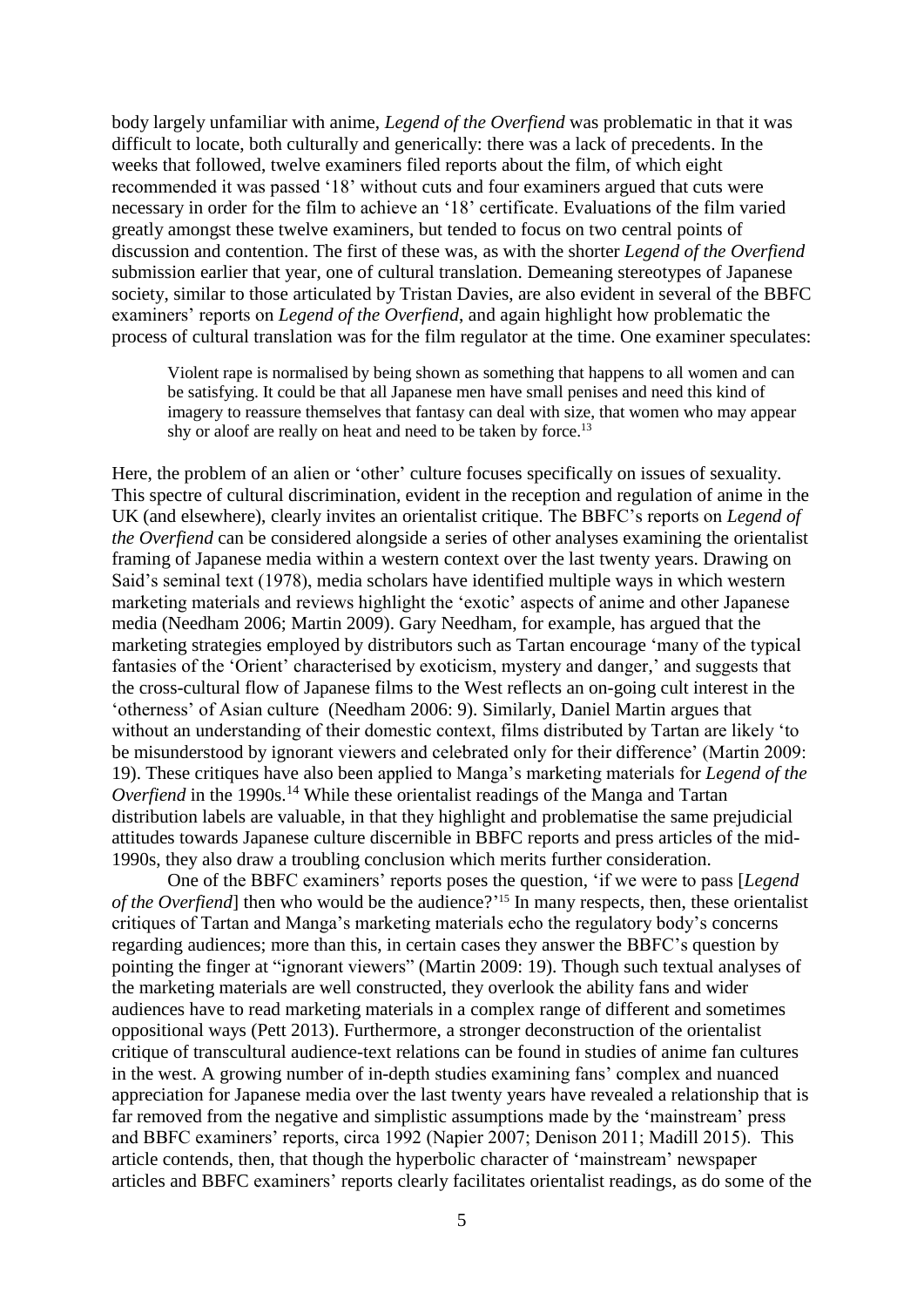body largely unfamiliar with anime, *Legend of the Overfiend* was problematic in that it was difficult to locate, both culturally and generically: there was a lack of precedents. In the weeks that followed, twelve examiners filed reports about the film, of which eight recommended it was passed '18' without cuts and four examiners argued that cuts were necessary in order for the film to achieve an '18' certificate. Evaluations of the film varied greatly amongst these twelve examiners, but tended to focus on two central points of discussion and contention. The first of these was, as with the shorter *Legend of the Overfiend* submission earlier that year, one of cultural translation. Demeaning stereotypes of Japanese society, similar to those articulated by Tristan Davies, are also evident in several of the BBFC examiners' reports on *Legend of the Overfiend*, and again highlight how problematic the process of cultural translation was for the film regulator at the time. One examiner speculates:

> Violent rape is normalised by being shown as something that happens to all women and can be satisfying. It could be that all Japanese men have small penises and need this kind of imagery to reassure themselves that fantasy can deal with size, that women who may appear shy or aloof are really on heat and need to be taken by force.[13]

Here, the problem of an alien or 'other' culture focuses specifically on issues of sexuality. This spectre of cultural discrimination, evident in the reception and regulation of anime in the UK (and elsewhere), clearly invites an orientalist critique. The BBFC's reports on *Legend of the Overfiend* can be considered alongside a series of other analyses examining the orientalist framing of Japanese media within a western context over the last twenty years. Drawing on Said's seminal text (1978), media scholars have identified multiple ways in which western marketing materials and reviews highlight the 'exotic' aspects of anime and other Japanese media (Needham 2006; Martin 2009). Gary Needham, for example, has argued that the marketing strategies employed by distributors such as Tartan encourage 'many of the typical fantasies of the 'Orient' characterised by exoticism, mystery and danger,' and suggests that the cross-cultural flow of Japanese films to the West reflects an on-going cult interest in the 'otherness' of Asian culture (Needham 2006: 9). Similarly, Daniel Martin argues that without an understanding of their domestic context, films distributed by Tartan are likely 'to be misunderstood by ignorant viewers and celebrated only for their difference' (Martin 2009: 19). These critiques have also been applied to Manga's marketing materials for *Legend of the Overfiend* in the 1990s.[14] While these orientalist readings of the Manga and Tartan distribution labels are valuable, in that they highlight and problematise the same prejudicial attitudes towards Japanese culture discernible in BBFC reports and press articles of the mid-1990s, they also draw a troubling conclusion which merits further consideration.

One of the BBFC examiners' reports poses the question, 'if we were to pass [*Legend of the Overfiend*] then who would be the audience?'[15] In many respects, then, these orientalist critiques of Tartan and Manga's marketing materials echo the regulatory body's concerns regarding audiences; more than this, in certain cases they answer the BBFC's question by pointing the finger at "ignorant viewers" (Martin 2009: 19). Though such textual analyses of the marketing materials are well constructed, they overlook the ability fans and wider audiences have to read marketing materials in a complex range of different and sometimes oppositional ways (Pett 2013). Furthermore, a stronger deconstruction of the orientalist critique of transcultural audience-text relations can be found in studies of anime fan cultures in the west. A growing number of in-depth studies examining fans' complex and nuanced appreciation for Japanese media over the last twenty years have revealed a relationship that is far removed from the negative and simplistic assumptions made by the 'mainstream' press and BBFC examiners' reports, circa 1992 (Napier 2007; Denison 2011; Madill 2015). This article contends, then, that though the hyperbolic character of 'mainstream' newspaper articles and BBFC examiners' reports clearly facilitates orientalist readings, as do some of the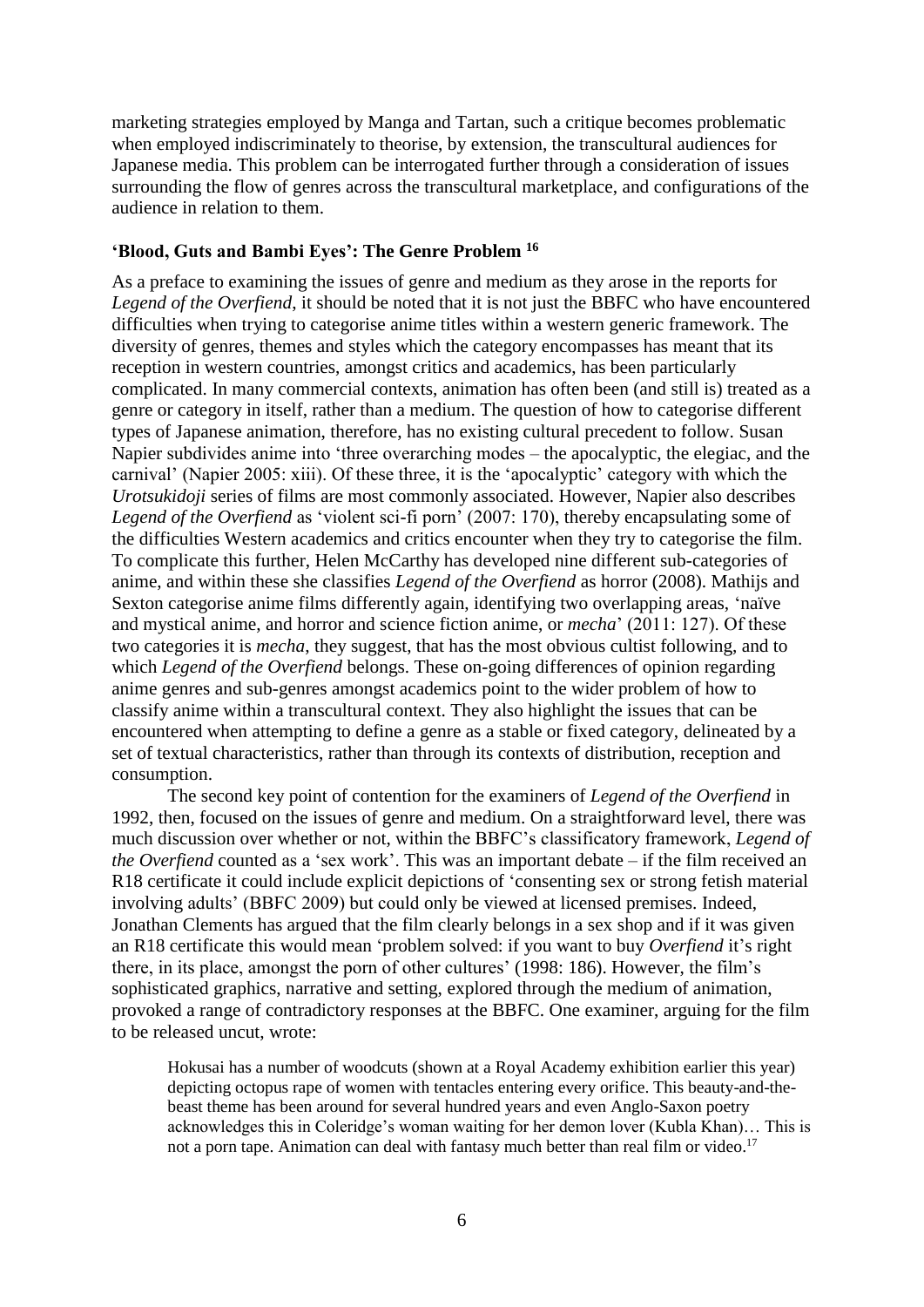marketing strategies employed by Manga and Tartan, such a critique becomes problematic when employed indiscriminately to theorise, by extension, the transcultural audiences for Japanese media. This problem can be interrogated further through a consideration of issues surrounding the flow of genres across the transcultural marketplace, and configurations of the audience in relation to them.

### 'Blood, Guts and Bambi Eyes': The Genre Problem [16]

As a preface to examining the issues of genre and medium as they arose in the reports for *Legend of the Overfiend*, it should be noted that it is not just the BBFC who have encountered difficulties when trying to categorise anime titles within a western generic framework. The diversity of genres, themes and styles which the category encompasses has meant that its reception in western countries, amongst critics and academics, has been particularly complicated. In many commercial contexts, animation has often been (and still is) treated as a genre or category in itself, rather than a medium. The question of how to categorise different types of Japanese animation, therefore, has no existing cultural precedent to follow. Susan Napier subdivides anime into 'three overarching modes – the apocalyptic, the elegiac, and the carnival' (Napier 2005: xiii). Of these three, it is the 'apocalyptic' category with which the *Urotsukidoji* series of films are most commonly associated. However, Napier also describes *Legend of the Overfiend* as 'violent sci-fi porn' (2007: 170), thereby encapsulating some of the difficulties Western academics and critics encounter when they try to categorise the film. To complicate this further, Helen McCarthy has developed nine different sub-categories of anime, and within these she classifies *Legend of the Overfiend* as horror (2008). Mathijs and Sexton categorise anime films differently again, identifying two overlapping areas, 'naïve and mystical anime, and horror and science fiction anime, or *mecha*' (2011: 127). Of these two categories it is *mecha*, they suggest, that has the most obvious cultist following, and to which *Legend of the Overfiend* belongs. These on-going differences of opinion regarding anime genres and sub-genres amongst academics point to the wider problem of how to classify anime within a transcultural context. They also highlight the issues that can be encountered when attempting to define a genre as a stable or fixed category, delineated by a set of textual characteristics, rather than through its contexts of distribution, reception and consumption.

The second key point of contention for the examiners of *Legend of the Overfiend* in 1992, then, focused on the issues of genre and medium. On a straightforward level, there was much discussion over whether or not, within the BBFC's classificatory framework, *Legend of the Overfiend* counted as a 'sex work'. This was an important debate – if the film received an R18 certificate it could include explicit depictions of 'consenting sex or strong fetish material involving adults' (BBFC 2009) but could only be viewed at licensed premises. Indeed, Jonathan Clements has argued that the film clearly belongs in a sex shop and if it was given an R18 certificate this would mean 'problem solved: if you want to buy *Overfiend* it's right there, in its place, amongst the porn of other cultures' (1998: 186). However, the film's sophisticated graphics, narrative and setting, explored through the medium of animation, provoked a range of contradictory responses at the BBFC. One examiner, arguing for the film to be released uncut, wrote:

> Hokusai has a number of woodcuts (shown at a Royal Academy exhibition earlier this year) depicting octopus rape of women with tentacles entering every orifice. This beauty-and-the-beast theme has been around for several hundred years and even Anglo-Saxon poetry acknowledges this in Coleridge's woman waiting for her demon lover (Kubla Khan)… This is not a porn tape. Animation can deal with fantasy much better than real film or video.[17]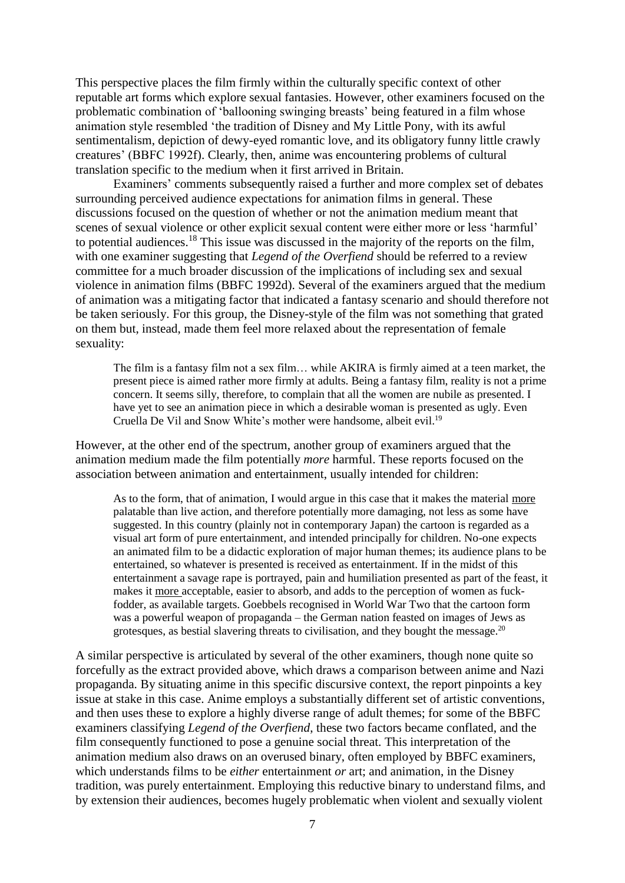This perspective places the film firmly within the culturally specific context of other reputable art forms which explore sexual fantasies. However, other examiners focused on the problematic combination of 'ballooning swinging breasts' being featured in a film whose animation style resembled 'the tradition of Disney and My Little Pony, with its awful sentimentalism, depiction of dewy-eyed romantic love, and its obligatory funny little crawly creatures' (BBFC 1992f). Clearly, then, anime was encountering problems of cultural translation specific to the medium when it first arrived in Britain.

Examiners' comments subsequently raised a further and more complex set of debates surrounding perceived audience expectations for animation films in general. These discussions focused on the question of whether or not the animation medium meant that scenes of sexual violence or other explicit sexual content were either more or less 'harmful' to potential audiences.[18] This issue was discussed in the majority of the reports on the film, with one examiner suggesting that *Legend of the Overfiend* should be referred to a review committee for a much broader discussion of the implications of including sex and sexual violence in animation films (BBFC 1992d). Several of the examiners argued that the medium of animation was a mitigating factor that indicated a fantasy scenario and should therefore not be taken seriously. For this group, the Disney-style of the film was not something that grated on them but, instead, made them feel more relaxed about the representation of female sexuality:

> The film is a fantasy film not a sex film… while AKIRA is firmly aimed at a teen market, the present piece is aimed rather more firmly at adults. Being a fantasy film, reality is not a prime concern. It seems silly, therefore, to complain that all the women are nubile as presented. I have yet to see an animation piece in which a desirable woman is presented as ugly. Even Cruella De Vil and Snow White's mother were handsome, albeit evil.[19]

However, at the other end of the spectrum, another group of examiners argued that the animation medium made the film potentially *more* harmful. These reports focused on the association between animation and entertainment, usually intended for children:

> As to the form, that of animation, I would argue in this case that it makes the material more palatable than live action, and therefore potentially more damaging, not less as some have suggested. In this country (plainly not in contemporary Japan) the cartoon is regarded as a visual art form of pure entertainment, and intended principally for children. No-one expects an animated film to be a didactic exploration of major human themes; its audience plans to be entertained, so whatever is presented is received as entertainment. If in the midst of this entertainment a savage rape is portrayed, pain and humiliation presented as part of the feast, it makes it more acceptable, easier to absorb, and adds to the perception of women as fuck-fodder, as available targets. Goebbels recognised in World War Two that the cartoon form was a powerful weapon of propaganda – the German nation feasted on images of Jews as grotesques, as bestial slavering threats to civilisation, and they bought the message.[20]

A similar perspective is articulated by several of the other examiners, though none quite so forcefully as the extract provided above, which draws a comparison between anime and Nazi propaganda. By situating anime in this specific discursive context, the report pinpoints a key issue at stake in this case. Anime employs a substantially different set of artistic conventions, and then uses these to explore a highly diverse range of adult themes; for some of the BBFC examiners classifying *Legend of the Overfiend*, these two factors became conflated, and the film consequently functioned to pose a genuine social threat. This interpretation of the animation medium also draws on an overused binary, often employed by BBFC examiners, which understands films to be *either* entertainment *or* art; and animation, in the Disney tradition, was purely entertainment. Employing this reductive binary to understand films, and by extension their audiences, becomes hugely problematic when violent and sexually violent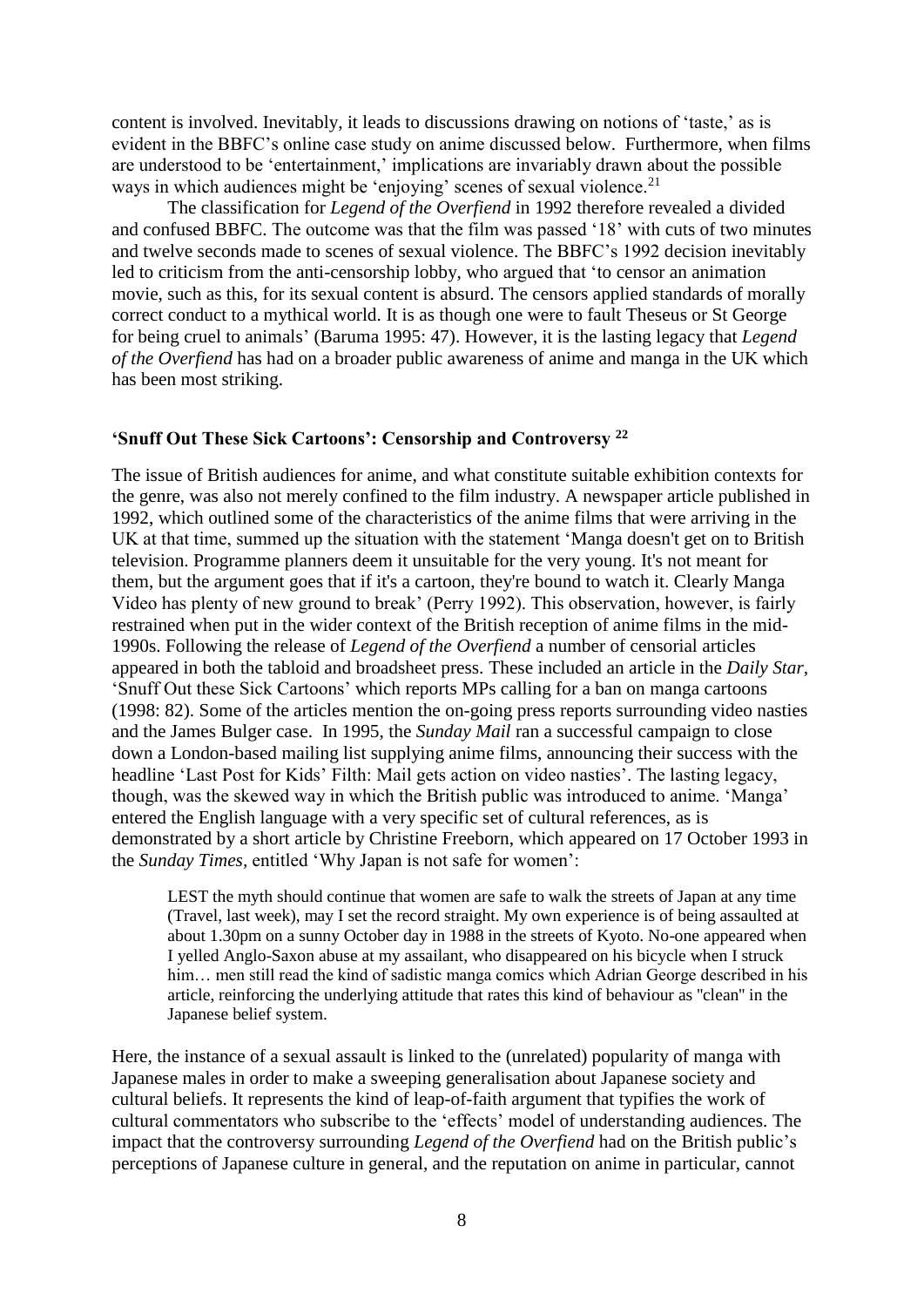content is involved. Inevitably, it leads to discussions drawing on notions of 'taste,' as is evident in the BBFC's online case study on anime discussed below. Furthermore, when films are understood to be 'entertainment,' implications are invariably drawn about the possible ways in which audiences might be 'enjoying' scenes of sexual violence.[21]

The classification for *Legend of the Overfiend* in 1992 therefore revealed a divided and confused BBFC. The outcome was that the film was passed '18' with cuts of two minutes and twelve seconds made to scenes of sexual violence. The BBFC's 1992 decision inevitably led to criticism from the anti-censorship lobby, who argued that 'to censor an animation movie, such as this, for its sexual content is absurd. The censors applied standards of morally correct conduct to a mythical world. It is as though one were to fault Theseus or St George for being cruel to animals' (Baruma 1995: 47). However, it is the lasting legacy that *Legend of the Overfiend* has had on a broader public awareness of anime and manga in the UK which has been most striking.

### 'Snuff Out These Sick Cartoons': Censorship and Controversy [22]

The issue of British audiences for anime, and what constitute suitable exhibition contexts for the genre, was also not merely confined to the film industry. A newspaper article published in 1992, which outlined some of the characteristics of the anime films that were arriving in the UK at that time, summed up the situation with the statement 'Manga doesn't get on to British television. Programme planners deem it unsuitable for the very young. It's not meant for them, but the argument goes that if it's a cartoon, they're bound to watch it. Clearly Manga Video has plenty of new ground to break' (Perry 1992). This observation, however, is fairly restrained when put in the wider context of the British reception of anime films in the mid-1990s. Following the release of *Legend of the Overfiend* a number of censorial articles appeared in both the tabloid and broadsheet press. These included an article in the *Daily Star*, 'Snuff Out these Sick Cartoons' which reports MPs calling for a ban on manga cartoons (1998: 82). Some of the articles mention the on-going press reports surrounding video nasties and the James Bulger case. In 1995, the *Sunday Mail* ran a successful campaign to close down a London-based mailing list supplying anime films, announcing their success with the headline 'Last Post for Kids' Filth: Mail gets action on video nasties'. The lasting legacy, though, was the skewed way in which the British public was introduced to anime. 'Manga' entered the English language with a very specific set of cultural references, as is demonstrated by a short article by Christine Freeborn, which appeared on 17 October 1993 in the *Sunday Times*, entitled 'Why Japan is not safe for women':

> LEST the myth should continue that women are safe to walk the streets of Japan at any time (Travel, last week), may I set the record straight. My own experience is of being assaulted at about 1.30pm on a sunny October day in 1988 in the streets of Kyoto. No-one appeared when I yelled Anglo-Saxon abuse at my assailant, who disappeared on his bicycle when I struck him… men still read the kind of sadistic manga comics which Adrian George described in his article, reinforcing the underlying attitude that rates this kind of behaviour as "clean" in the Japanese belief system.

Here, the instance of a sexual assault is linked to the (unrelated) popularity of manga with Japanese males in order to make a sweeping generalisation about Japanese society and cultural beliefs. It represents the kind of leap-of-faith argument that typifies the work of cultural commentators who subscribe to the 'effects' model of understanding audiences. The impact that the controversy surrounding *Legend of the Overfiend* had on the British public's perceptions of Japanese culture in general, and the reputation on anime in particular, cannot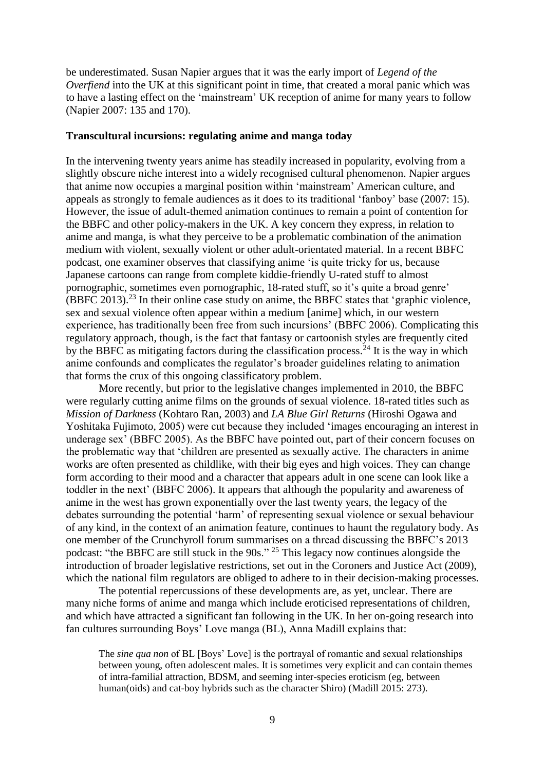be underestimated. Susan Napier argues that it was the early import of *Legend of the Overfiend* into the UK at this significant point in time, that created a moral panic which was to have a lasting effect on the 'mainstream' UK reception of anime for many years to follow (Napier 2007: 135 and 170).

**Transcultural incursions: regulating anime and manga today**

In the intervening twenty years anime has steadily increased in popularity, evolving from a slightly obscure niche interest into a widely recognised cultural phenomenon. Napier argues that anime now occupies a marginal position within 'mainstream' American culture, and appeals as strongly to female audiences as it does to its traditional 'fanboy' base (2007: 15). However, the issue of adult-themed animation continues to remain a point of contention for the BBFC and other policy-makers in the UK. A key concern they express, in relation to anime and manga, is what they perceive to be a problematic combination of the animation medium with violent, sexually violent or other adult-orientated material. In a recent BBFC podcast, one examiner observes that classifying anime 'is quite tricky for us, because Japanese cartoons can range from complete kiddie-friendly U-rated stuff to almost pornographic, sometimes even pornographic, 18-rated stuff, so it's quite a broad genre' (BBFC 2013).[23] In their online case study on anime, the BBFC states that 'graphic violence, sex and sexual violence often appear within a medium [anime] which, in our western experience, has traditionally been free from such incursions' (BBFC 2006). Complicating this regulatory approach, though, is the fact that fantasy or cartoonish styles are frequently cited by the BBFC as mitigating factors during the classification process.[24] It is the way in which anime confounds and complicates the regulator's broader guidelines relating to animation that forms the crux of this ongoing classificatory problem.

More recently, but prior to the legislative changes implemented in 2010, the BBFC were regularly cutting anime films on the grounds of sexual violence. 18-rated titles such as *Mission of Darkness* (Kohtaro Ran, 2003) and *LA Blue Girl Returns* (Hiroshi Ogawa and Yoshitaka Fujimoto, 2005) were cut because they included 'images encouraging an interest in underage sex' (BBFC 2005). As the BBFC have pointed out, part of their concern focuses on the problematic way that 'children are presented as sexually active. The characters in anime works are often presented as childlike, with their big eyes and high voices. They can change form according to their mood and a character that appears adult in one scene can look like a toddler in the next' (BBFC 2006). It appears that although the popularity and awareness of anime in the west has grown exponentially over the last twenty years, the legacy of the debates surrounding the potential 'harm' of representing sexual violence or sexual behaviour of any kind, in the context of an animation feature, continues to haunt the regulatory body. As one member of the Crunchyroll forum summarises on a thread discussing the BBFC's 2013 podcast: "the BBFC are still stuck in the 90s." [25] This legacy now continues alongside the introduction of broader legislative restrictions, set out in the Coroners and Justice Act (2009), which the national film regulators are obliged to adhere to in their decision-making processes.

The potential repercussions of these developments are, as yet, unclear. There are many niche forms of anime and manga which include eroticised representations of children, and which have attracted a significant fan following in the UK. In her on-going research into fan cultures surrounding Boys' Love manga (BL), Anna Madill explains that:

> The *sine qua non* of BL [Boys' Love] is the portrayal of romantic and sexual relationships between young, often adolescent males. It is sometimes very explicit and can contain themes of intra-familial attraction, BDSM, and seeming inter-species eroticism (eg, between human(oids) and cat-boy hybrids such as the character Shiro) (Madill 2015: 273).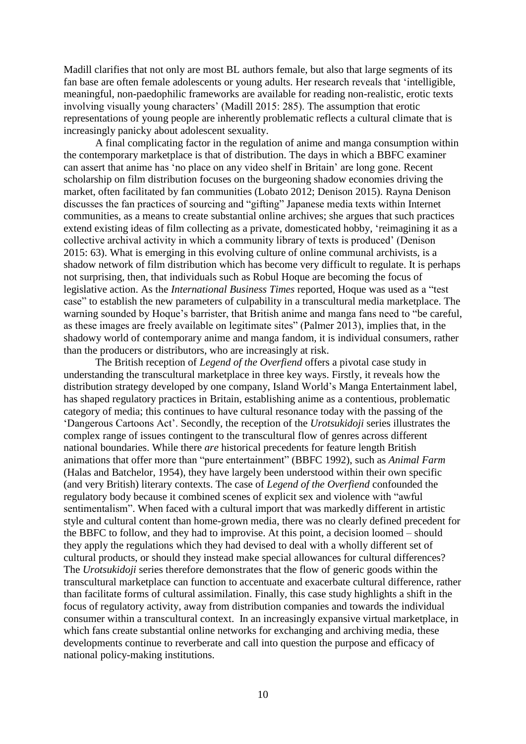Madill clarifies that not only are most BL authors female, but also that large segments of its fan base are often female adolescents or young adults. Her research reveals that 'intelligible, meaningful, non-paedophilic frameworks are available for reading non-realistic, erotic texts involving visually young characters' (Madill 2015: 285). The assumption that erotic representations of young people are inherently problematic reflects a cultural climate that is increasingly panicky about adolescent sexuality.

A final complicating factor in the regulation of anime and manga consumption within the contemporary marketplace is that of distribution. The days in which a BBFC examiner can assert that anime has 'no place on any video shelf in Britain' are long gone. Recent scholarship on film distribution focuses on the burgeoning shadow economies driving the market, often facilitated by fan communities (Lobato 2012; Denison 2015). Rayna Denison discusses the fan practices of sourcing and "gifting" Japanese media texts within Internet communities, as a means to create substantial online archives; she argues that such practices extend existing ideas of film collecting as a private, domesticated hobby, 'reimagining it as a collective archival activity in which a community library of texts is produced' (Denison 2015: 63). What is emerging in this evolving culture of online communal archivists, is a shadow network of film distribution which has become very difficult to regulate. It is perhaps not surprising, then, that individuals such as Robul Hoque are becoming the focus of legislative action. As the *International Business Times* reported, Hoque was used as a "test case" to establish the new parameters of culpability in a transcultural media marketplace. The warning sounded by Hoque's barrister, that British anime and manga fans need to "be careful, as these images are freely available on legitimate sites" (Palmer 2013), implies that, in the shadowy world of contemporary anime and manga fandom, it is individual consumers, rather than the producers or distributors, who are increasingly at risk.

The British reception of *Legend of the Overfiend* offers a pivotal case study in understanding the transcultural marketplace in three key ways. Firstly, it reveals how the distribution strategy developed by one company, Island World's Manga Entertainment label, has shaped regulatory practices in Britain, establishing anime as a contentious, problematic category of media; this continues to have cultural resonance today with the passing of the 'Dangerous Cartoons Act'. Secondly, the reception of the *Urotsukidoji* series illustrates the complex range of issues contingent to the transcultural flow of genres across different national boundaries. While there *are* historical precedents for feature length British animations that offer more than "pure entertainment" (BBFC 1992), such as *Animal Farm* (Halas and Batchelor, 1954), they have largely been understood within their own specific (and very British) literary contexts. The case of *Legend of the Overfiend* confounded the regulatory body because it combined scenes of explicit sex and violence with "awful sentimentalism". When faced with a cultural import that was markedly different in artistic style and cultural content than home-grown media, there was no clearly defined precedent for the BBFC to follow, and they had to improvise. At this point, a decision loomed – should they apply the regulations which they had devised to deal with a wholly different set of cultural products, or should they instead make special allowances for cultural differences? The *Urotsukidoji* series therefore demonstrates that the flow of generic goods within the transcultural marketplace can function to accentuate and exacerbate cultural difference, rather than facilitate forms of cultural assimilation. Finally, this case study highlights a shift in the focus of regulatory activity, away from distribution companies and towards the individual consumer within a transcultural context. In an increasingly expansive virtual marketplace, in which fans create substantial online networks for exchanging and archiving media, these developments continue to reverberate and call into question the purpose and efficacy of national policy-making institutions.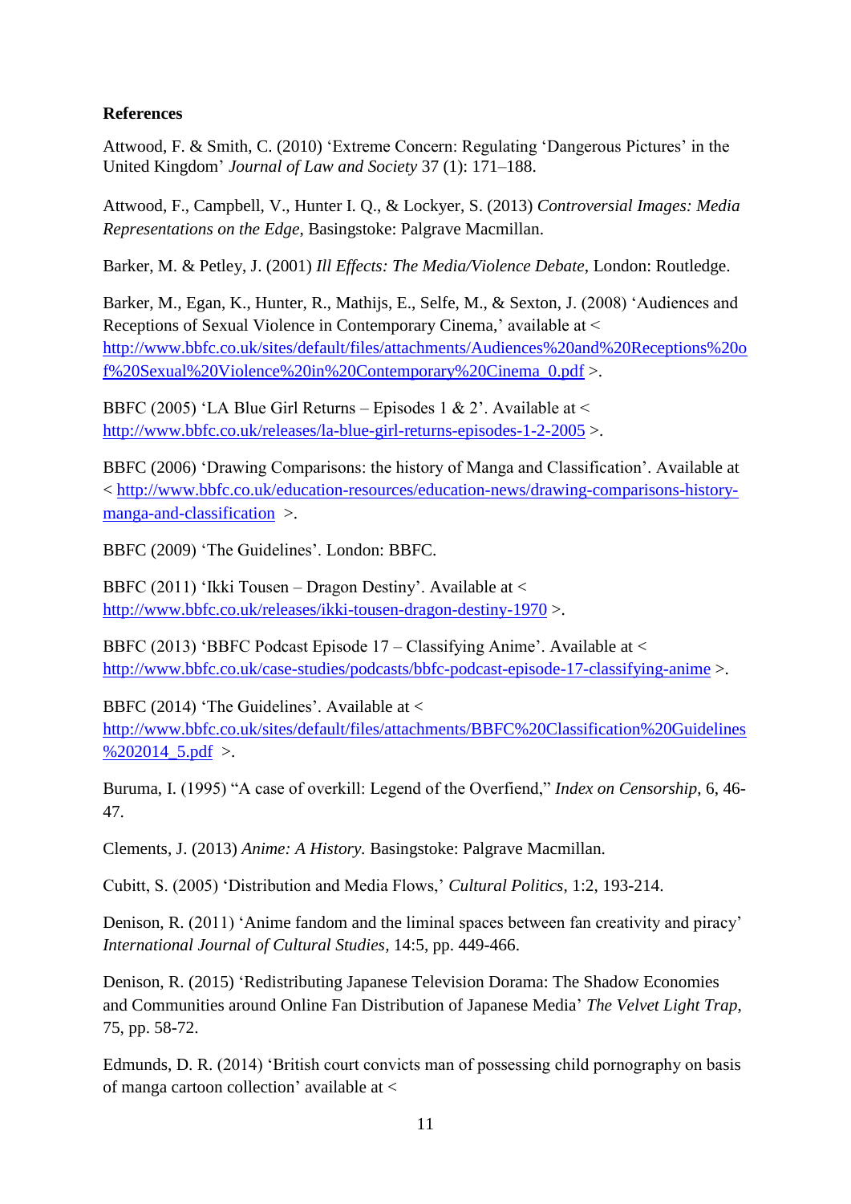**References**

Attwood, F. & Smith, C. (2010) 'Extreme Concern: Regulating 'Dangerous Pictures' in the United Kingdom' *Journal of Law and Society* 37 (1): 171–188.

Attwood, F., Campbell, V., Hunter I. Q., & Lockyer, S. (2013) *Controversial Images: Media Representations on the Edge*, Basingstoke: Palgrave Macmillan.

Barker, M. & Petley, J. (2001) *Ill Effects: The Media/Violence Debate*, London: Routledge.

Barker, M., Egan, K., Hunter, R., Mathijs, E., Selfe, M., & Sexton, J. (2008) 'Audiences and Receptions of Sexual Violence in Contemporary Cinema,' available at < http://www.bbfc.co.uk/sites/default/files/attachments/Audiences%20and%20Receptions%20of%20Sexual%20Violence%20in%20Contemporary%20Cinema_0.pdf >.

BBFC (2005) 'LA Blue Girl Returns – Episodes 1 & 2'. Available at < http://www.bbfc.co.uk/releases/la-blue-girl-returns-episodes-1-2-2005 >.

BBFC (2006) 'Drawing Comparisons: the history of Manga and Classification'. Available at < http://www.bbfc.co.uk/education-resources/education-news/drawing-comparisons-history-manga-and-classification >.

BBFC (2009) 'The Guidelines'. London: BBFC.

BBFC (2011) 'Ikki Tousen – Dragon Destiny'. Available at < http://www.bbfc.co.uk/releases/ikki-tousen-dragon-destiny-1970 >.

BBFC (2013) 'BBFC Podcast Episode 17 – Classifying Anime'. Available at < http://www.bbfc.co.uk/case-studies/podcasts/bbfc-podcast-episode-17-classifying-anime >.

BBFC (2014) 'The Guidelines'. Available at < http://www.bbfc.co.uk/sites/default/files/attachments/BBFC%20Classification%20Guidelines%202014_5.pdf >.

Buruma, I. (1995) "A case of overkill: Legend of the Overfiend," *Index on Censorship*, 6, 46-47.

Clements, J. (2013) *Anime: A History*. Basingstoke: Palgrave Macmillan.

Cubitt, S. (2005) 'Distribution and Media Flows,' *Cultural Politics*, 1:2, 193-214.

Denison, R. (2011) 'Anime fandom and the liminal spaces between fan creativity and piracy' *International Journal of Cultural Studies*, 14:5, pp. 449-466.

Denison, R. (2015) 'Redistributing Japanese Television Dorama: The Shadow Economies and Communities around Online Fan Distribution of Japanese Media' *The Velvet Light Trap*, 75, pp. 58-72.

Edmunds, D. R. (2014) 'British court convicts man of possessing child pornography on basis of manga cartoon collection' available at <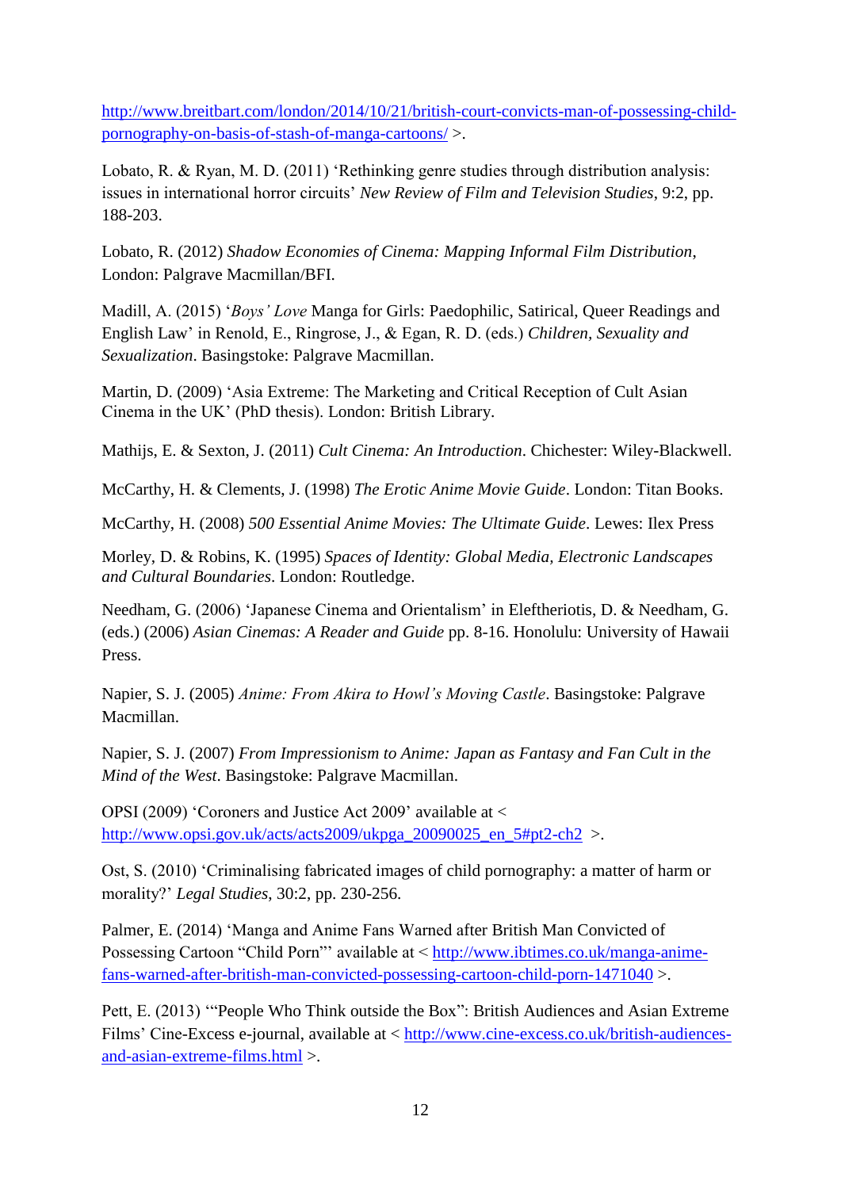http://www.breitbart.com/london/2014/10/21/british-court-convicts-man-of-possessing-child-pornography-on-basis-of-stash-of-manga-cartoons/ >.

Lobato, R. & Ryan, M. D. (2011) 'Rethinking genre studies through distribution analysis: issues in international horror circuits' *New Review of Film and Television Studies*, 9:2, pp. 188-203.

Lobato, R. (2012) *Shadow Economies of Cinema: Mapping Informal Film Distribution*, London: Palgrave Macmillan/BFI.

Madill, A. (2015) '*Boys' Love* Manga for Girls: Paedophilic, Satirical, Queer Readings and English Law' in Renold, E., Ringrose, J., & Egan, R. D. (eds.) *Children, Sexuality and Sexualization*. Basingstoke: Palgrave Macmillan.

Martin, D. (2009) 'Asia Extreme: The Marketing and Critical Reception of Cult Asian Cinema in the UK' (PhD thesis). London: British Library.

Mathijs, E. & Sexton, J. (2011) *Cult Cinema: An Introduction*. Chichester: Wiley-Blackwell.

McCarthy, H. & Clements, J. (1998) *The Erotic Anime Movie Guide*. London: Titan Books.

McCarthy, H. (2008) *500 Essential Anime Movies: The Ultimate Guide*. Lewes: Ilex Press

Morley, D. & Robins, K. (1995) *Spaces of Identity: Global Media, Electronic Landscapes and Cultural Boundaries*. London: Routledge.

Needham, G. (2006) 'Japanese Cinema and Orientalism' in Eleftheriotis, D. & Needham, G. (eds.) (2006) *Asian Cinemas: A Reader and Guide* pp. 8-16. Honolulu: University of Hawaii Press.

Napier, S. J. (2005) *Anime: From Akira to Howl's Moving Castle*. Basingstoke: Palgrave Macmillan.

Napier, S. J. (2007) *From Impressionism to Anime: Japan as Fantasy and Fan Cult in the Mind of the West*. Basingstoke: Palgrave Macmillan.

OPSI (2009) 'Coroners and Justice Act 2009' available at < http://www.opsi.gov.uk/acts/acts2009/ukpga_20090025_en_5#pt2-ch2 >.

Ost, S. (2010) 'Criminalising fabricated images of child pornography: a matter of harm or morality?' *Legal Studies*, 30:2, pp. 230-256.

Palmer, E. (2014) 'Manga and Anime Fans Warned after British Man Convicted of Possessing Cartoon "Child Porn"' available at < http://www.ibtimes.co.uk/manga-anime-fans-warned-after-british-man-convicted-possessing-cartoon-child-porn-1471040 >.

Pett, E. (2013) '"People Who Think outside the Box": British Audiences and Asian Extreme Films' Cine-Excess e-journal, available at < http://www.cine-excess.co.uk/british-audiences-and-asian-extreme-films.html >.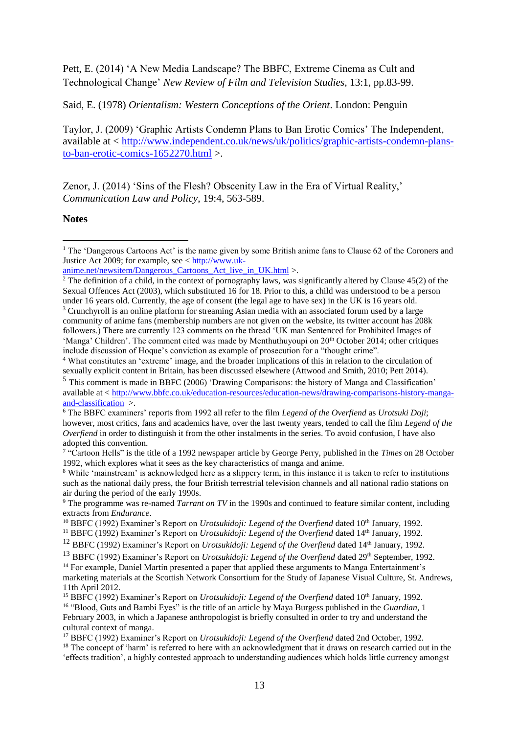Pett, E. (2014) 'A New Media Landscape? The BBFC, Extreme Cinema as Cult and Technological Change' *New Review of Film and Television Studies*, 13:1, pp.83-99.

Said, E. (1978) *Orientalism: Western Conceptions of the Orient*. London: Penguin

Taylor, J. (2009) 'Graphic Artists Condemn Plans to Ban Erotic Comics' The Independent, available at < http://www.independent.co.uk/news/uk/politics/graphic-artists-condemn-plans-to-ban-erotic-comics-1652270.html >.

Zenor, J. (2014) 'Sins of the Flesh? Obscenity Law in the Era of Virtual Reality,' *Communication Law and Policy*, 19:4, 563-589.

**Notes**

[1] The 'Dangerous Cartoons Act' is the name given by some British anime fans to Clause 62 of the Coroners and Justice Act 2009; for example, see < http://www.uk-anime.net/newsitem/Dangerous_Cartoons_Act_live_in_UK.html >.

[2] The definition of a child, in the context of pornography laws, was significantly altered by Clause 45(2) of the Sexual Offences Act (2003), which substituted 16 for 18. Prior to this, a child was understood to be a person under 16 years old. Currently, the age of consent (the legal age to have sex) in the UK is 16 years old.

[3] Crunchyroll is an online platform for streaming Asian media with an associated forum used by a large community of anime fans (membership numbers are not given on the website, its twitter account has 208k followers.) There are currently 123 comments on the thread 'UK man Sentenced for Prohibited Images of 'Manga' Children'. The comment cited was made by Menthuthuyoupi on 20th October 2014; other critiques include discussion of Hoque's conviction as example of prosecution for a "thought crime".

[4] What constitutes an 'extreme' image, and the broader implications of this in relation to the circulation of sexually explicit content in Britain, has been discussed elsewhere (Attwood and Smith, 2010; Pett 2014).

[5] This comment is made in BBFC (2006) 'Drawing Comparisons: the history of Manga and Classification' available at < http://www.bbfc.co.uk/education-resources/education-news/drawing-comparisons-history-manga-and-classification >.

[6] The BBFC examiners' reports from 1992 all refer to the film *Legend of the Overfiend* as *Urotsuki Doji*; however, most critics, fans and academics have, over the last twenty years, tended to call the film *Legend of the Overfiend* in order to distinguish it from the other instalments in the series. To avoid confusion, I have also adopted this convention.

[7] "Cartoon Hells" is the title of a 1992 newspaper article by George Perry, published in the *Times* on 28 October 1992, which explores what it sees as the key characteristics of manga and anime.

[8] While 'mainstream' is acknowledged here as a slippery term, in this instance it is taken to refer to institutions such as the national daily press, the four British terrestrial television channels and all national radio stations on air during the period of the early 1990s.

[9] The programme was re-named *Tarrant on TV* in the 1990s and continued to feature similar content, including extracts from *Endurance*.

[10] BBFC (1992) Examiner's Report on *Urotsukidoji: Legend of the Overfiend* dated 10th January, 1992.

[11] BBFC (1992) Examiner's Report on *Urotsukidoji: Legend of the Overfiend* dated 14th January, 1992.

[12] BBFC (1992) Examiner's Report on *Urotsukidoji: Legend of the Overfiend* dated 14th January, 1992.

[13] BBFC (1992) Examiner's Report on *Urotsukidoji: Legend of the Overfiend* dated 29th September, 1992.

[14] For example, Daniel Martin presented a paper that applied these arguments to Manga Entertainment's marketing materials at the Scottish Network Consortium for the Study of Japanese Visual Culture, St. Andrews, 11th April 2012.

[15] BBFC (1992) Examiner's Report on *Urotsukidoji: Legend of the Overfiend* dated 10th January, 1992.

[16] "Blood, Guts and Bambi Eyes" is the title of an article by Maya Burgess published in the *Guardian*, 1 February 2003, in which a Japanese anthropologist is briefly consulted in order to try and understand the cultural context of manga.

[17] BBFC (1992) Examiner's Report on *Urotsukidoji: Legend of the Overfiend* dated 2nd October, 1992.

[18] The concept of 'harm' is referred to here with an acknowledgment that it draws on research carried out in the 'effects tradition', a highly contested approach to understanding audiences which holds little currency amongst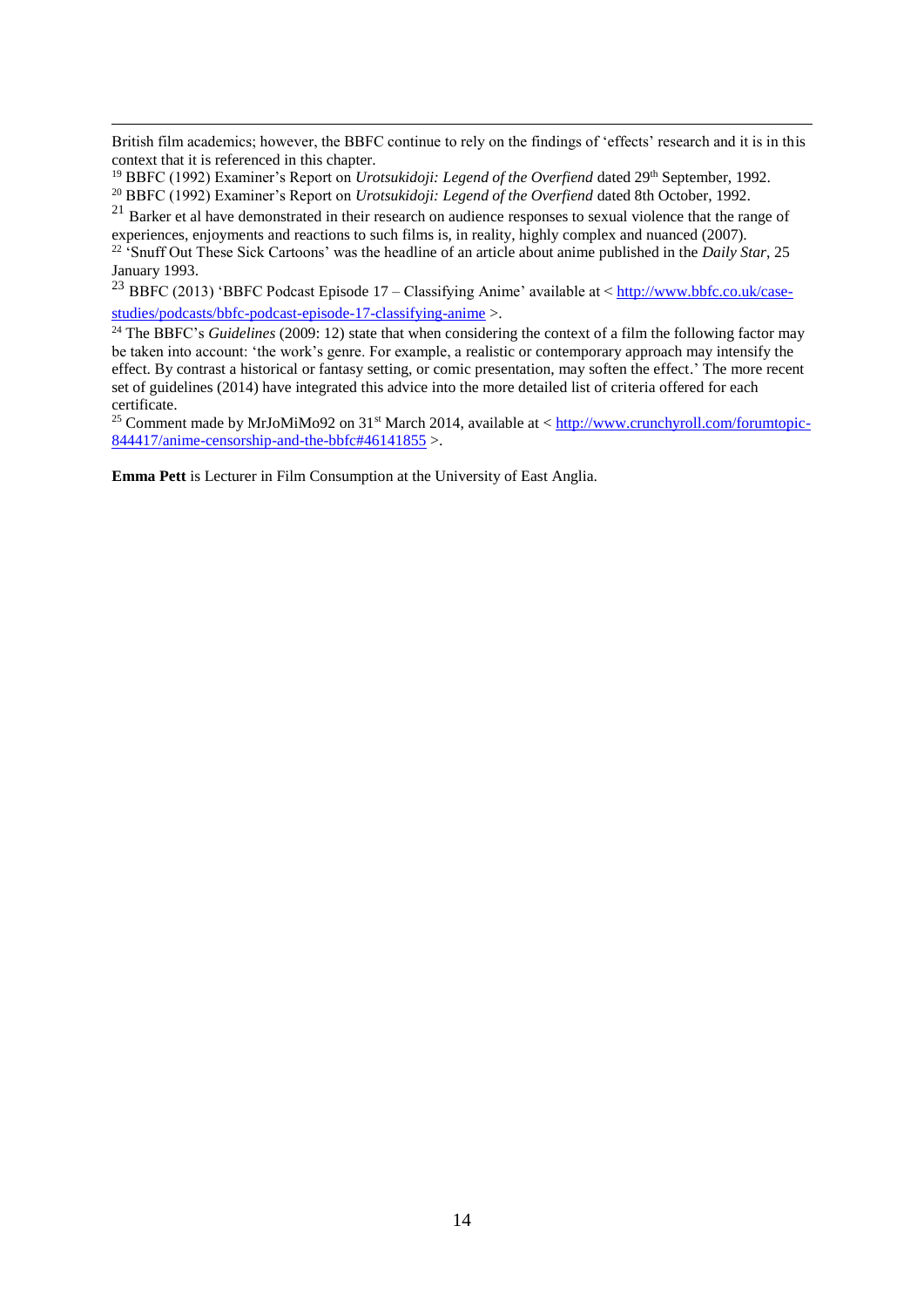British film academics; however, the BBFC continue to rely on the findings of 'effects' research and it is in this context that it is referenced in this chapter.

[19] BBFC (1992) Examiner's Report on *Urotsukidoji: Legend of the Overfiend* dated 29th September, 1992.

[20] BBFC (1992) Examiner's Report on *Urotsukidoji: Legend of the Overfiend* dated 8th October, 1992.

[21] Barker et al have demonstrated in their research on audience responses to sexual violence that the range of experiences, enjoyments and reactions to such films is, in reality, highly complex and nuanced (2007).

[22] 'Snuff Out These Sick Cartoons' was the headline of an article about anime published in the *Daily Star*, 25 January 1993.

[23] BBFC (2013) 'BBFC Podcast Episode 17 – Classifying Anime' available at < http://www.bbfc.co.uk/case-studies/podcasts/bbfc-podcast-episode-17-classifying-anime >.

[24] The BBFC's *Guidelines* (2009: 12) state that when considering the context of a film the following factor may be taken into account: 'the work's genre. For example, a realistic or contemporary approach may intensify the effect. By contrast a historical or fantasy setting, or comic presentation, may soften the effect.' The more recent set of guidelines (2014) have integrated this advice into the more detailed list of criteria offered for each certificate.

[25] Comment made by MrJoMiMo92 on 31st March 2014, available at < http://www.crunchyroll.com/forumtopic-844417/anime-censorship-and-the-bbfc#46141855 >.

**Emma Pett** is Lecturer in Film Consumption at the University of East Anglia.